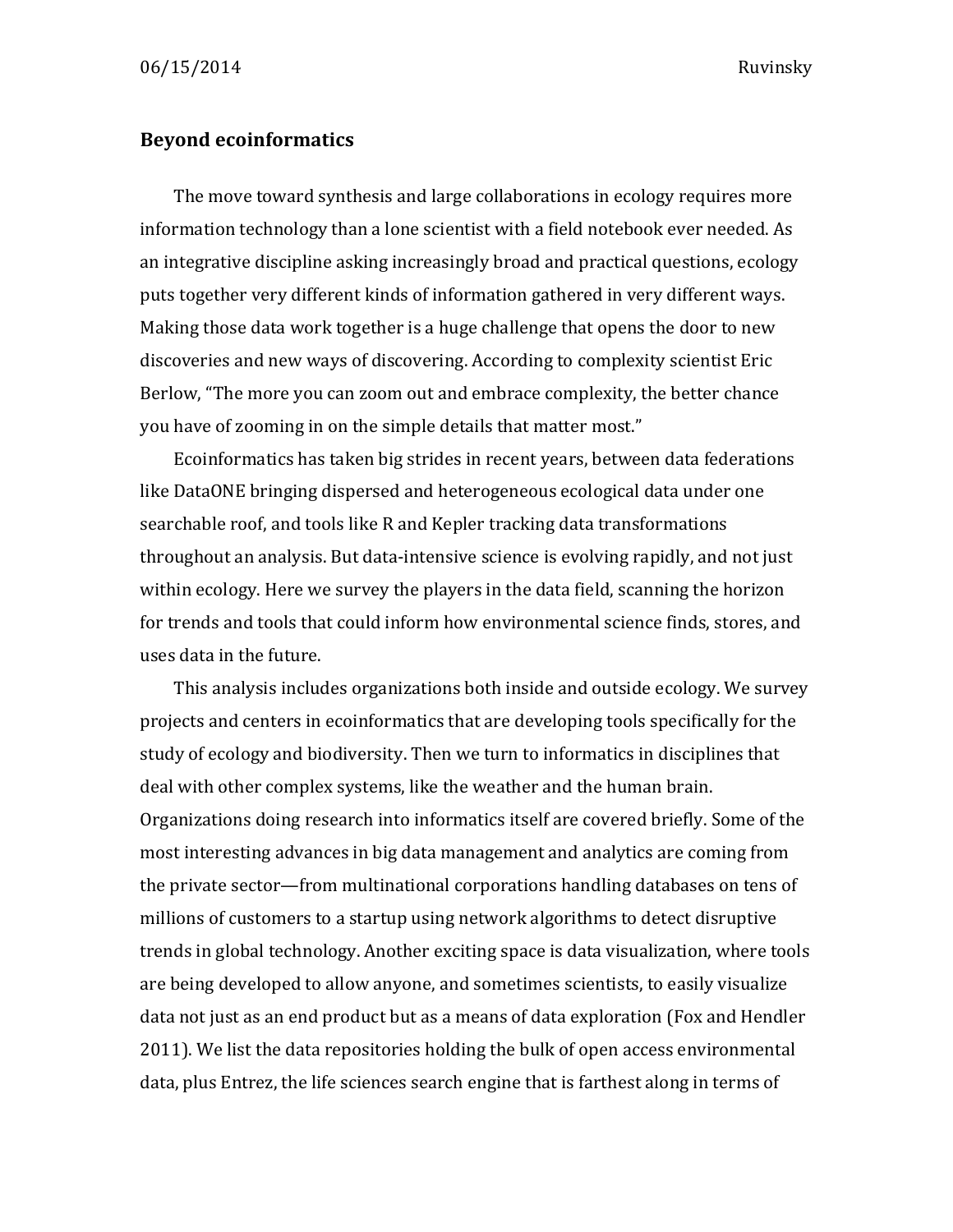# Beyond ecoinformatics

The move toward synthesis and large collaborations in ecology requires more information technology than a lone scientist with a field notebook ever needed. As an integrative discipline asking increasingly broad and practical questions, ecology puts together very different kinds of information gathered in very different ways. Making those data work together is a huge challenge that opens the door to new discoveries and new ways of discovering. According to complexity scientist Eric Berlow, "The more you can zoom out and embrace complexity, the better chance you have of zooming in on the simple details that matter most."

Ecoinformatics has taken big strides in recent years, between data federations like DataONE bringing dispersed and heterogeneous ecological data under one searchable roof, and tools like R and Kepler tracking data transformations throughout an analysis. But data-intensive science is evolving rapidly, and not just within ecology. Here we survey the players in the data field, scanning the horizon for trends and tools that could inform how environmental science finds, stores, and uses data in the future.

This analysis includes organizations both inside and outside ecology. We survey projects and centers in ecoinformatics that are developing tools specifically for the study of ecology and biodiversity. Then we turn to informatics in disciplines that deal with other complex systems, like the weather and the human brain. Organizations doing research into informatics itself are covered briefly. Some of the most interesting advances in big data management and analytics are coming from the private sector—from multinational corporations handling databases on tens of millions of customers to a startup using network algorithms to detect disruptive trends in global technology. Another exciting space is data visualization, where tools are being developed to allow anyone, and sometimes scientists, to easily visualize data not just as an end product but as a means of data exploration (Fox and Hendler 2011). We list the data repositories holding the bulk of open access environmental data, plus Entrez, the life sciences search engine that is farthest along in terms of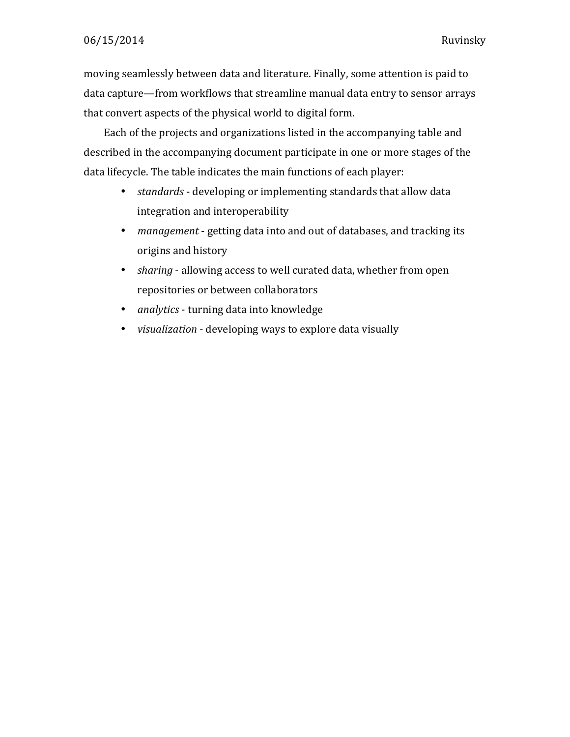moving seamlessly between data and literature. Finally, some attention is paid to data capture—from workflows that streamline manual data entry to sensor arrays that convert aspects of the physical world to digital form.

Each of the projects and organizations listed in the accompanying table and described in the accompanying document participate in one or more stages of the data lifecycle. The table indicates the main functions of each player:

- *standards* - developing or implementing standards that allow data integration and interoperability
- *management* - getting data into and out of databases, and tracking its origins and history
- *sharing* - allowing access to well curated data, whether from open repositories or between collaborators
- *analytics* - turning data into knowledge
- *visualization* - developing ways to explore data visually